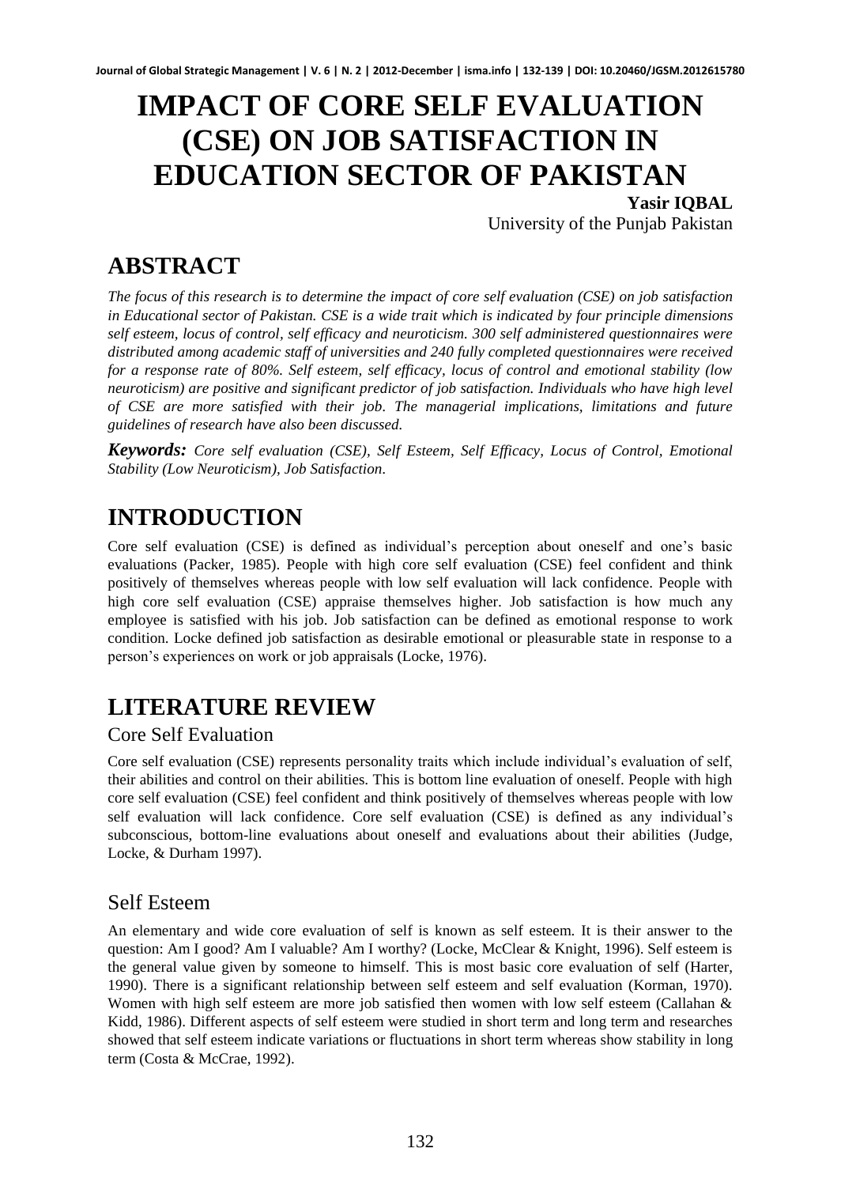# IMPACT OF CORE SELF EVALUATION (CSE) ON JOB SATISFACTION IN EDUCATION SECTOR OF PAKISTAN

**Yasir IQBAL**

University of the Punjab Pakistan

## ABSTRACT

*The focus of this research is to determine the impact of core self evaluation (CSE) on job satisfaction in Educational sector of Pakistan. CSE is a wide trait which is indicated by four principle dimensions self esteem, locus of control, self efficacy and neuroticism. 300 self administered questionnaires were distributed among academic staff of universities and 240 fully completed questionnaires were received for a response rate of 80%. Self esteem, self efficacy, locus of control and emotional stability (low neuroticism) are positive and significant predictor of job satisfaction. Individuals who have high level of CSE are more satisfied with their job. The managerial implications, limitations and future guidelines of research have also been discussed.*

***Keywords:*** *Core self evaluation (CSE), Self Esteem, Self Efficacy, Locus of Control, Emotional Stability (Low Neuroticism), Job Satisfaction.*

## INTRODUCTION

Core self evaluation (CSE) is defined as individual's perception about oneself and one's basic evaluations (Packer, 1985). People with high core self evaluation (CSE) feel confident and think positively of themselves whereas people with low self evaluation will lack confidence. People with high core self evaluation (CSE) appraise themselves higher. Job satisfaction is how much any employee is satisfied with his job. Job satisfaction can be defined as emotional response to work condition. Locke defined job satisfaction as desirable emotional or pleasurable state in response to a person's experiences on work or job appraisals (Locke, 1976).

## LITERATURE REVIEW

### Core Self Evaluation

Core self evaluation (CSE) represents personality traits which include individual's evaluation of self, their abilities and control on their abilities. This is bottom line evaluation of oneself. People with high core self evaluation (CSE) feel confident and think positively of themselves whereas people with low self evaluation will lack confidence. Core self evaluation (CSE) is defined as any individual's subconscious, bottom-line evaluations about oneself and evaluations about their abilities (Judge, Locke, & Durham 1997).

### Self Esteem

An elementary and wide core evaluation of self is known as self esteem. It is their answer to the question: Am I good? Am I valuable? Am I worthy? (Locke, McClear & Knight, 1996). Self esteem is the general value given by someone to himself. This is most basic core evaluation of self (Harter, 1990). There is a significant relationship between self esteem and self evaluation (Korman, 1970). Women with high self esteem are more job satisfied then women with low self esteem (Callahan & Kidd, 1986). Different aspects of self esteem were studied in short term and long term and researches showed that self esteem indicate variations or fluctuations in short term whereas show stability in long term (Costa & McCrae, 1992).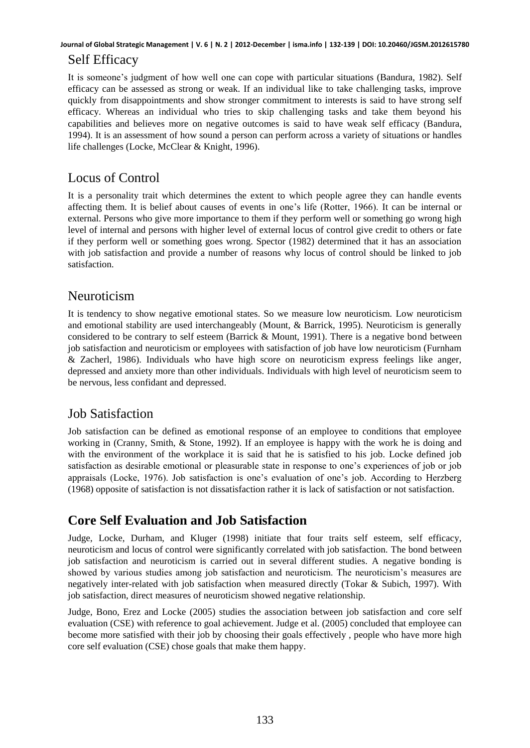## Self Efficacy

It is someone's judgment of how well one can cope with particular situations (Bandura, 1982). Self efficacy can be assessed as strong or weak. If an individual like to take challenging tasks, improve quickly from disappointments and show stronger commitment to interests is said to have strong self efficacy. Whereas an individual who tries to skip challenging tasks and take them beyond his capabilities and believes more on negative outcomes is said to have weak self efficacy (Bandura, 1994). It is an assessment of how sound a person can perform across a variety of situations or handles life challenges (Locke, McClear & Knight, 1996).

## Locus of Control

It is a personality trait which determines the extent to which people agree they can handle events affecting them. It is belief about causes of events in one's life (Rotter, 1966). It can be internal or external. Persons who give more importance to them if they perform well or something go wrong high level of internal and persons with higher level of external locus of control give credit to others or fate if they perform well or something goes wrong. Spector (1982) determined that it has an association with job satisfaction and provide a number of reasons why locus of control should be linked to job satisfaction.

## Neuroticism

It is tendency to show negative emotional states. So we measure low neuroticism. Low neuroticism and emotional stability are used interchangeably (Mount, & Barrick, 1995). Neuroticism is generally considered to be contrary to self esteem (Barrick & Mount, 1991). There is a negative bond between job satisfaction and neuroticism or employees with satisfaction of job have low neuroticism (Furnham & Zacherl, 1986). Individuals who have high score on neuroticism express feelings like anger, depressed and anxiety more than other individuals. Individuals with high level of neuroticism seem to be nervous, less confidant and depressed.

## Job Satisfaction

Job satisfaction can be defined as emotional response of an employee to conditions that employee working in (Cranny, Smith, & Stone, 1992). If an employee is happy with the work he is doing and with the environment of the workplace it is said that he is satisfied to his job. Locke defined job satisfaction as desirable emotional or pleasurable state in response to one's experiences of job or job appraisals (Locke, 1976). Job satisfaction is one's evaluation of one's job. According to Herzberg (1968) opposite of satisfaction is not dissatisfaction rather it is lack of satisfaction or not satisfaction.

## Core Self Evaluation and Job Satisfaction

Judge, Locke, Durham, and Kluger (1998) initiate that four traits self esteem, self efficacy, neuroticism and locus of control were significantly correlated with job satisfaction. The bond between job satisfaction and neuroticism is carried out in several different studies. A negative bonding is showed by various studies among job satisfaction and neuroticism. The neuroticism's measures are negatively inter-related with job satisfaction when measured directly (Tokar & Subich, 1997). With job satisfaction, direct measures of neuroticism showed negative relationship.

Judge, Bono, Erez and Locke (2005) studies the association between job satisfaction and core self evaluation (CSE) with reference to goal achievement. Judge et al. (2005) concluded that employee can become more satisfied with their job by choosing their goals effectively , people who have more high core self evaluation (CSE) chose goals that make them happy.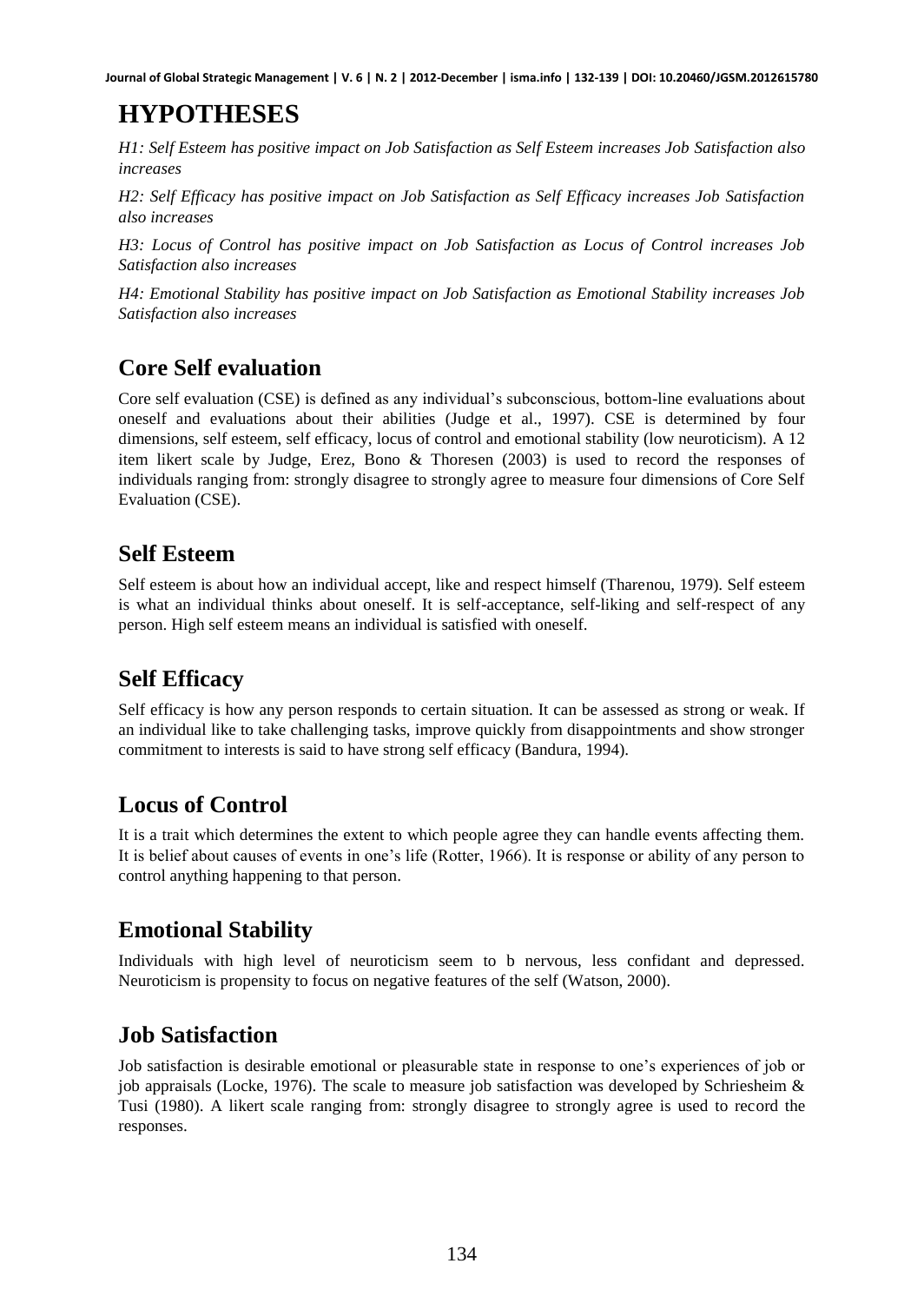# HYPOTHESES

*H1: Self Esteem has positive impact on Job Satisfaction as Self Esteem increases Job Satisfaction also increases*

*H2: Self Efficacy has positive impact on Job Satisfaction as Self Efficacy increases Job Satisfaction also increases*

*H3: Locus of Control has positive impact on Job Satisfaction as Locus of Control increases Job Satisfaction also increases*

*H4: Emotional Stability has positive impact on Job Satisfaction as Emotional Stability increases Job Satisfaction also increases*

## Core Self evaluation

Core self evaluation (CSE) is defined as any individual's subconscious, bottom-line evaluations about oneself and evaluations about their abilities (Judge et al., 1997). CSE is determined by four dimensions, self esteem, self efficacy, locus of control and emotional stability (low neuroticism). A 12 item likert scale by Judge, Erez, Bono & Thoresen (2003) is used to record the responses of individuals ranging from: strongly disagree to strongly agree to measure four dimensions of Core Self Evaluation (CSE).

## Self Esteem

Self esteem is about how an individual accept, like and respect himself (Tharenou, 1979). Self esteem is what an individual thinks about oneself. It is self-acceptance, self-liking and self-respect of any person. High self esteem means an individual is satisfied with oneself.

## Self Efficacy

Self efficacy is how any person responds to certain situation. It can be assessed as strong or weak. If an individual like to take challenging tasks, improve quickly from disappointments and show stronger commitment to interests is said to have strong self efficacy (Bandura, 1994).

## Locus of Control

It is a trait which determines the extent to which people agree they can handle events affecting them. It is belief about causes of events in one's life (Rotter, 1966). It is response or ability of any person to control anything happening to that person.

## Emotional Stability

Individuals with high level of neuroticism seem to b nervous, less confidant and depressed. Neuroticism is propensity to focus on negative features of the self (Watson, 2000).

## Job Satisfaction

Job satisfaction is desirable emotional or pleasurable state in response to one's experiences of job or job appraisals (Locke, 1976). The scale to measure job satisfaction was developed by Schriesheim & Tusi (1980). A likert scale ranging from: strongly disagree to strongly agree is used to record the responses.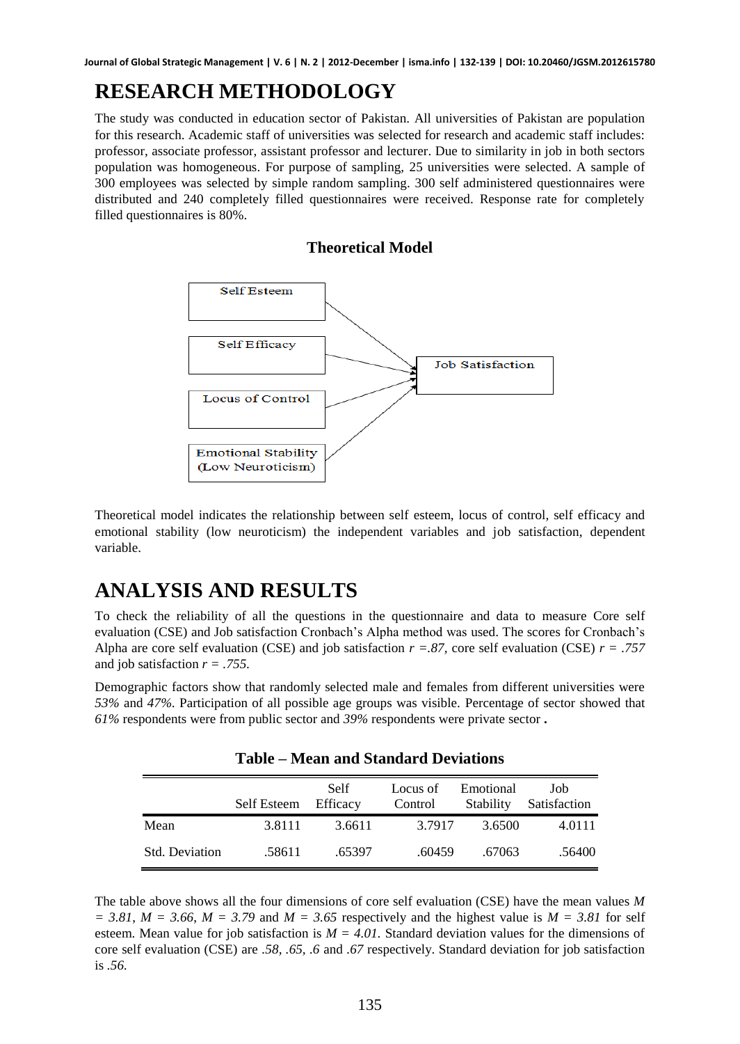# RESEARCH METHODOLOGY

The study was conducted in education sector of Pakistan. All universities of Pakistan are population for this research. Academic staff of universities was selected for research and academic staff includes: professor, associate professor, assistant professor and lecturer. Due to similarity in job in both sectors population was homogeneous. For purpose of sampling, 25 universities were selected. A sample of 300 employees was selected by simple random sampling. 300 self administered questionnaires were distributed and 240 completely filled questionnaires were received. Response rate for completely filled questionnaires is 80%.

## Theoretical Model

Self Esteem

Self Efficacy

Locus of Control

Emotional Stability (Low Neuroticism)

Job Satisfaction

Theoretical model indicates the relationship between self esteem, locus of control, self efficacy and emotional stability (low neuroticism) the independent variables and job satisfaction, dependent variable.

# ANALYSIS AND RESULTS

To check the reliability of all the questions in the questionnaire and data to measure Core self evaluation (CSE) and Job satisfaction Cronbach's Alpha method was used. The scores for Cronbach's Alpha are core self evaluation (CSE) and job satisfaction $r = .87$, core self evaluation (CSE) $r = .757$ and job satisfaction $r = .755$.

Demographic factors show that randomly selected male and females from different universities were *53%* and *47%*. Participation of all possible age groups was visible. Percentage of sector showed that *61%* respondents were from public sector and *39%* respondents were private sector **.**

**Table – Mean and Standard Deviations**

| | Self Esteem | Self Efficacy | Locus of Control | Emotional Stability | Job Satisfaction |
|---|---|---|---|---|---|
| Mean | 3.8111 | 3.6611 | 3.7917 | 3.6500 | 4.0111 |
| Std. Deviation | .58611 | .65397 | .60459 | .67063 | .56400 |

The table above shows all the four dimensions of core self evaluation (CSE) have the mean values $M = 3.81$, $M = 3.66$, $M = 3.79$ and $M = 3.65$ respectively and the highest value is $M = 3.81$ for self esteem. Mean value for job satisfaction is $M = 4.01$. Standard deviation values for the dimensions of core self evaluation (CSE) are *.58*, *.65*, *.6* and *.67* respectively. Standard deviation for job satisfaction is *.56*.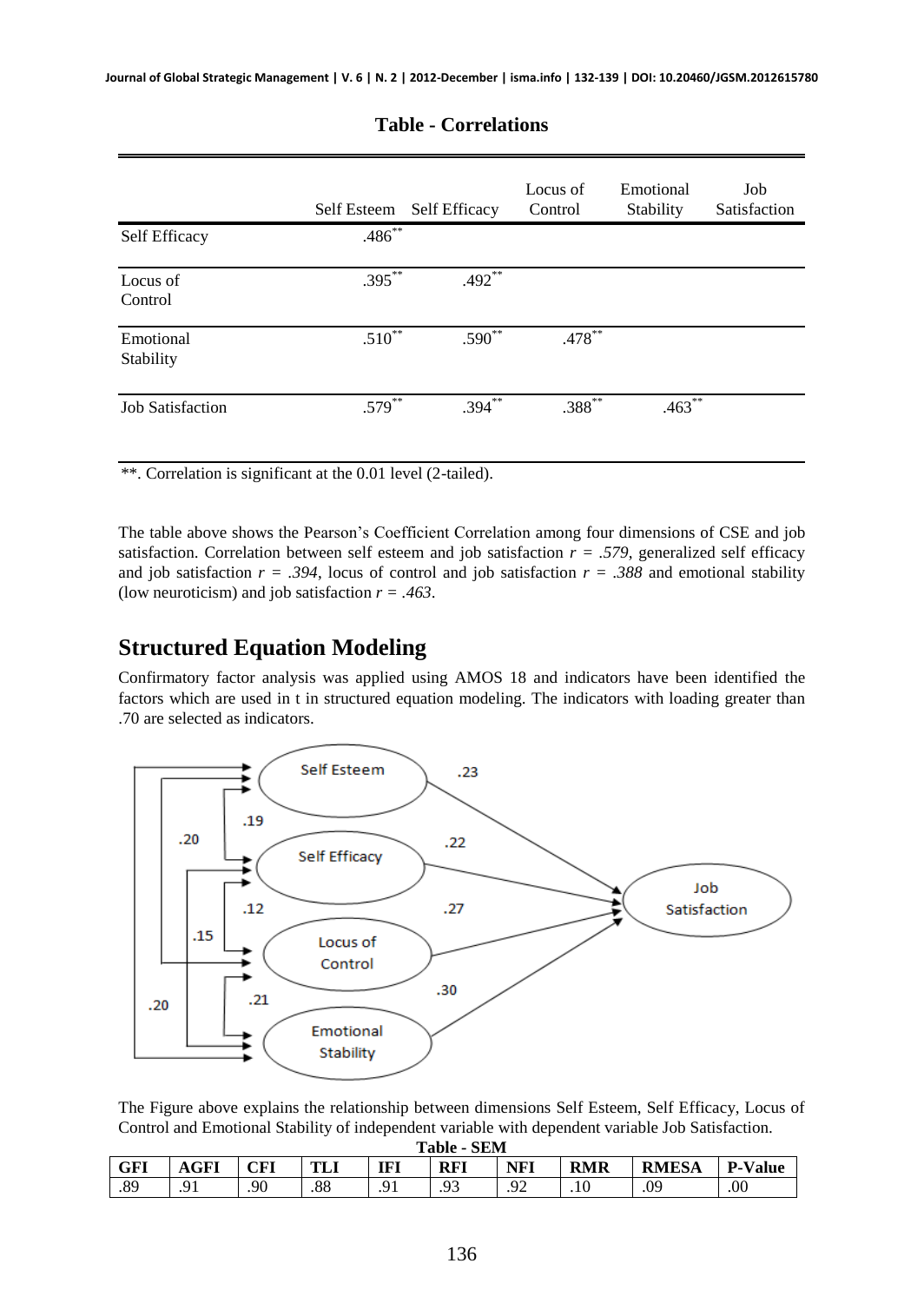**Table - Correlations**

| | Self Esteem | Self Efficacy | Locus of Control | Emotional Stability | Job Satisfaction |
|---|---|---|---|---|---|
| Self Efficacy | .486** | | | | |
| Locus of Control | .395** | .492** | | | |
| Emotional Stability | .510** | .590** | .478** | | |
| Job Satisfaction | .579** | .394** | .388** | .463** | |

**. Correlation is significant at the 0.01 level (2-tailed).

The table above shows the Pearson's Coefficient Correlation among four dimensions of CSE and job satisfaction. Correlation between self esteem and job satisfaction $r = .579$, generalized self efficacy and job satisfaction $r = .394$, locus of control and job satisfaction $r = .388$ and emotional stability (low neuroticism) and job satisfaction $r = .463$.

## Structured Equation Modeling

Confirmatory factor analysis was applied using AMOS 18 and indicators have been identified the factors which are used in t in structured equation modeling. The indicators with loading greater than .70 are selected as indicators.

The Figure above explains the relationship between dimensions Self Esteem, Self Efficacy, Locus of Control and Emotional Stability of independent variable with dependent variable Job Satisfaction.

**Table - SEM**

| GFI | AGFI | CFI | TLI | IFI | RFI | NFI | RMR | RMESA | P-Value |
|---|---|---|---|---|---|---|---|---|---|
| .89 | .91 | .90 | .88 | .91 | .93 | .92 | .10 | .09 | .00 |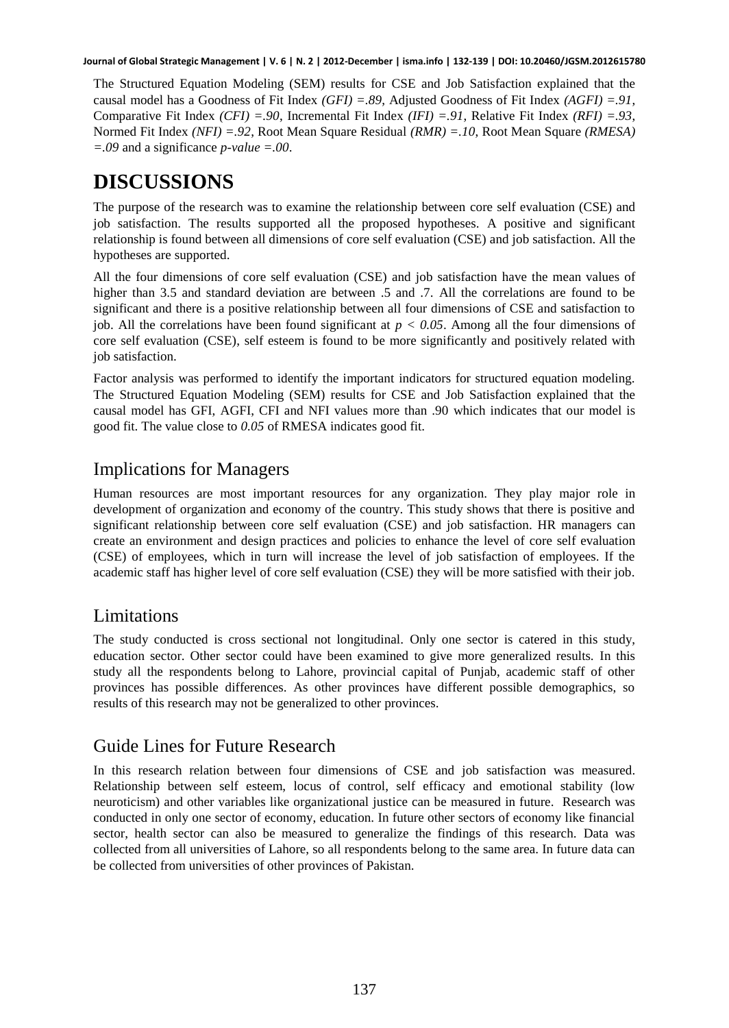The Structured Equation Modeling (SEM) results for CSE and Job Satisfaction explained that the causal model has a Goodness of Fit Index *(GFI) =.89*, Adjusted Goodness of Fit Index *(AGFI) =.91*, Comparative Fit Index *(CFI) =.90*, Incremental Fit Index *(IFI) =.91*, Relative Fit Index *(RFI) =.93*, Normed Fit Index *(NFI) =.92*, Root Mean Square Residual *(RMR) =.10*, Root Mean Square *(RMESA) =.09* and a significance *p-value =.00*.

# DISCUSSIONS

The purpose of the research was to examine the relationship between core self evaluation (CSE) and job satisfaction. The results supported all the proposed hypotheses. A positive and significant relationship is found between all dimensions of core self evaluation (CSE) and job satisfaction. All the hypotheses are supported.

All the four dimensions of core self evaluation (CSE) and job satisfaction have the mean values of higher than 3.5 and standard deviation are between .5 and .7. All the correlations are found to be significant and there is a positive relationship between all four dimensions of CSE and satisfaction to job. All the correlations have been found significant at $p < 0.05$. Among all the four dimensions of core self evaluation (CSE), self esteem is found to be more significantly and positively related with job satisfaction.

Factor analysis was performed to identify the important indicators for structured equation modeling. The Structured Equation Modeling (SEM) results for CSE and Job Satisfaction explained that the causal model has GFI, AGFI, CFI and NFI values more than .90 which indicates that our model is good fit. The value close to *0.05* of RMESA indicates good fit.

## Implications for Managers

Human resources are most important resources for any organization. They play major role in development of organization and economy of the country. This study shows that there is positive and significant relationship between core self evaluation (CSE) and job satisfaction. HR managers can create an environment and design practices and policies to enhance the level of core self evaluation (CSE) of employees, which in turn will increase the level of job satisfaction of employees. If the academic staff has higher level of core self evaluation (CSE) they will be more satisfied with their job.

## Limitations

The study conducted is cross sectional not longitudinal. Only one sector is catered in this study, education sector. Other sector could have been examined to give more generalized results. In this study all the respondents belong to Lahore, provincial capital of Punjab, academic staff of other provinces has possible differences. As other provinces have different possible demographics, so results of this research may not be generalized to other provinces.

## Guide Lines for Future Research

In this research relation between four dimensions of CSE and job satisfaction was measured. Relationship between self esteem, locus of control, self efficacy and emotional stability (low neuroticism) and other variables like organizational justice can be measured in future. Research was conducted in only one sector of economy, education. In future other sectors of economy like financial sector, health sector can also be measured to generalize the findings of this research. Data was collected from all universities of Lahore, so all respondents belong to the same area. In future data can be collected from universities of other provinces of Pakistan.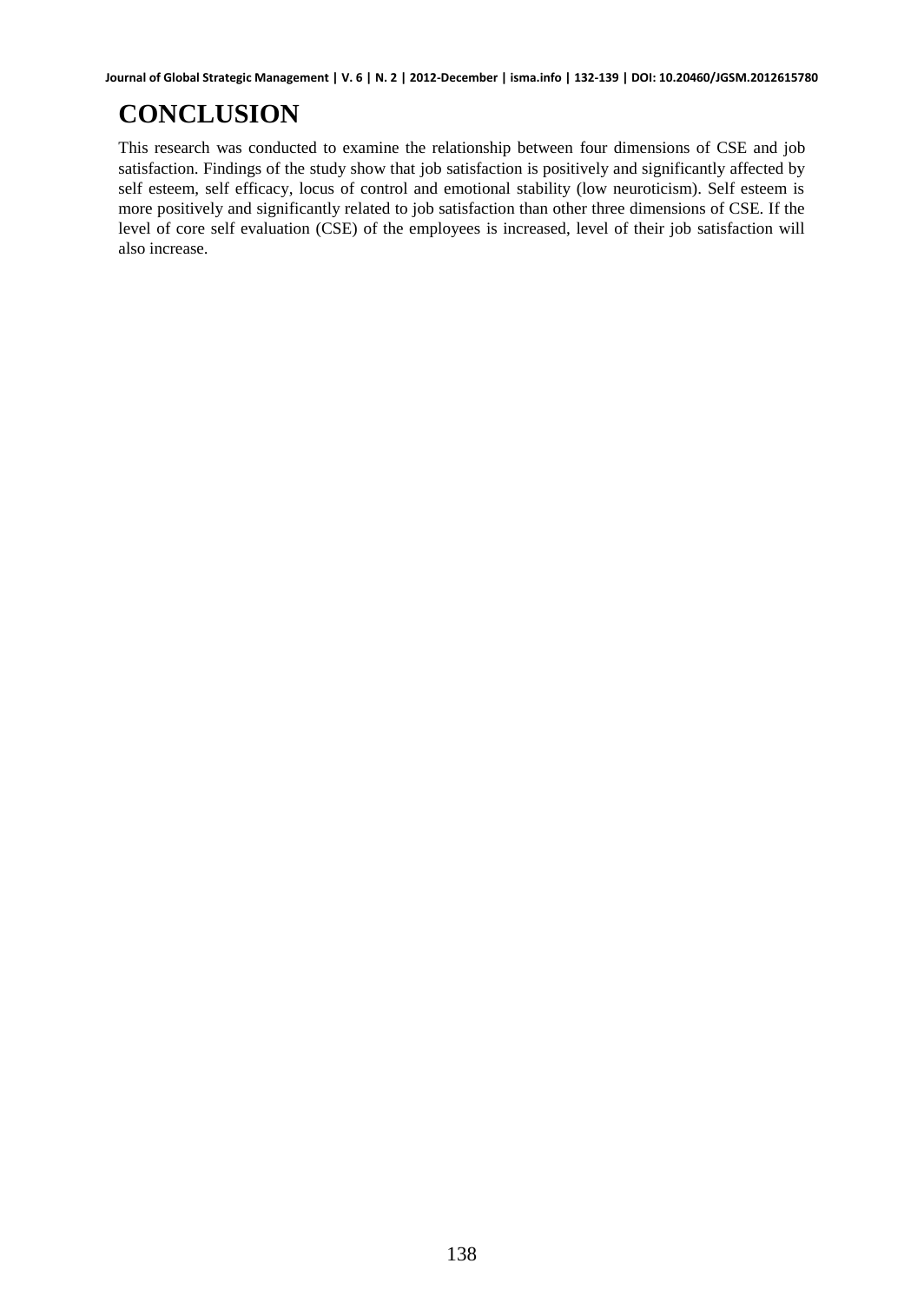# CONCLUSION

This research was conducted to examine the relationship between four dimensions of CSE and job satisfaction. Findings of the study show that job satisfaction is positively and significantly affected by self esteem, self efficacy, locus of control and emotional stability (low neuroticism). Self esteem is more positively and significantly related to job satisfaction than other three dimensions of CSE. If the level of core self evaluation (CSE) of the employees is increased, level of their job satisfaction will also increase.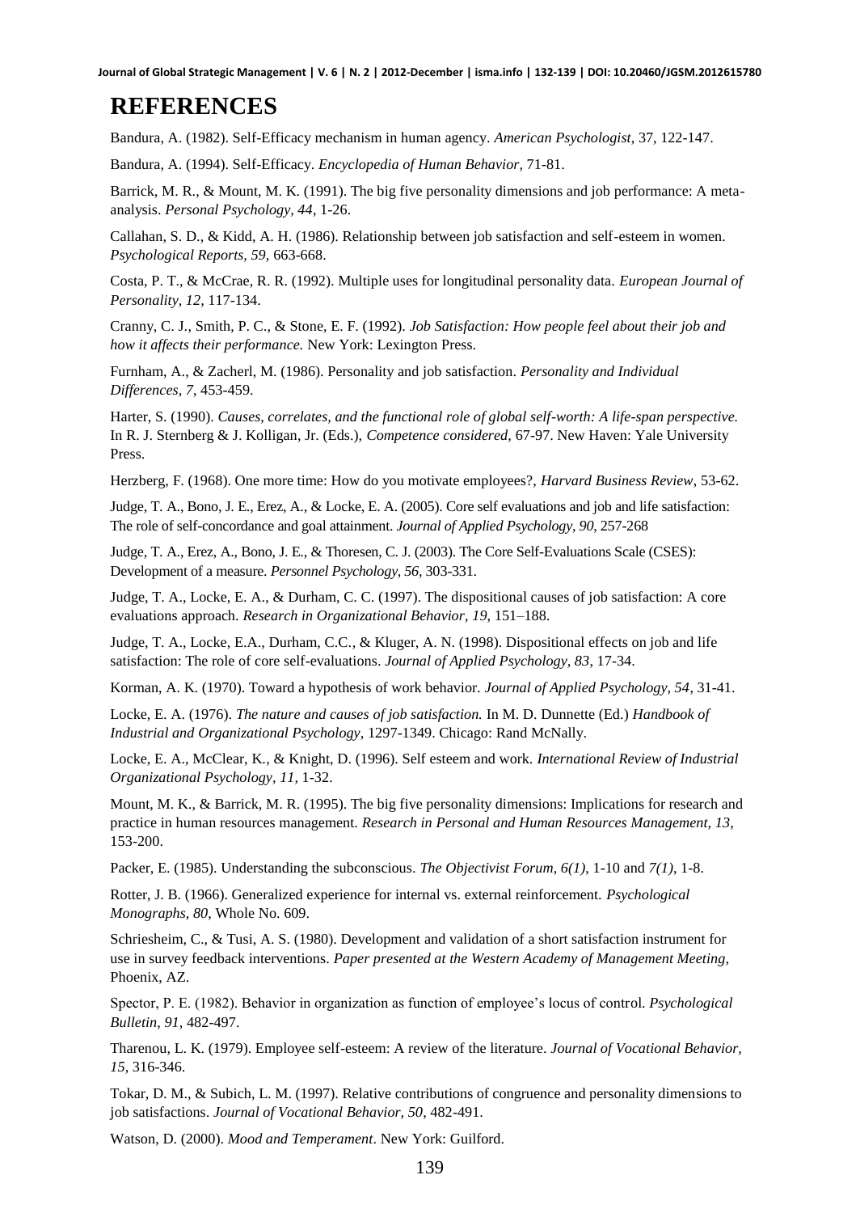## REFERENCES

Bandura, A. (1982). Self-Efficacy mechanism in human agency. *American Psychologist*, 37, 122-147.

Bandura, A. (1994). Self-Efficacy. *Encyclopedia of Human Behavior*, 71-81.

Barrick, M. R., & Mount, M. K. (1991). The big five personality dimensions and job performance: A meta-analysis. *Personal Psychology*, *44*, 1-26.

Callahan, S. D., & Kidd, A. H. (1986). Relationship between job satisfaction and self-esteem in women. *Psychological Reports, 59,* 663-668.

Costa, P. T., & McCrae, R. R. (1992). Multiple uses for longitudinal personality data. *European Journal of Personality, 12,* 117-134.

Cranny, C. J., Smith, P. C., & Stone, E. F. (1992). *Job Satisfaction: How people feel about their job and how it affects their performance.* New York: Lexington Press.

Furnham, A., & Zacherl, M. (1986). Personality and job satisfaction. *Personality and Individual Differences*, *7*, 453-459.

Harter, S. (1990). *Causes, correlates, and the functional role of global self-worth: A life-span perspective.* In R. J. Sternberg & J. Kolligan, Jr. (Eds.), *Competence considered*, 67-97. New Haven: Yale University Press.

Herzberg, F. (1968). One more time: How do you motivate employees?, *Harvard Business Review*, 53-62.

Judge, T. A., Bono, J. E., Erez, A., & Locke, E. A. (2005). Core self evaluations and job and life satisfaction: The role of self-concordance and goal attainment. *Journal of Applied Psychology, 90,* 257-268

Judge, T. A., Erez, A., Bono, J. E., & Thoresen, C. J. (2003). The Core Self-Evaluations Scale (CSES): Development of a measure. *Personnel Psychology, 56,* 303-331.

Judge, T. A., Locke, E. A., & Durham, C. C. (1997). The dispositional causes of job satisfaction: A core evaluations approach. *Research in Organizational Behavior*, *19,* 151–188.

Judge, T. A., Locke, E.A., Durham, C.C., & Kluger, A. N. (1998). Dispositional effects on job and life satisfaction: The role of core self-evaluations. *Journal of Applied Psychology, 83*, 17-34.

Korman, A. K. (1970). Toward a hypothesis of work behavior. *Journal of Applied Psychology, 54*, 31-41.

Locke, E. A. (1976). *The nature and causes of job satisfaction.* In M. D. Dunnette (Ed.) *Handbook of Industrial and Organizational Psychology,* 1297-1349. Chicago: Rand McNally.

Locke, E. A., McClear, K., & Knight, D. (1996). Self esteem and work. *International Review of Industrial Organizational Psychology, 11,* 1-32.

Mount, M. K., & Barrick, M. R. (1995). The big five personality dimensions: Implications for research and practice in human resources management. *Research in Personal and Human Resources Management, 13*, 153-200.

Packer, E. (1985). Understanding the subconscious. *The Objectivist Forum, 6(1)*, 1-10 and *7(1)*, 1-8.

Rotter, J. B. (1966). Generalized experience for internal vs. external reinforcement. *Psychological Monographs*, *80*, Whole No. 609.

Schriesheim, C., & Tusi, A. S. (1980). Development and validation of a short satisfaction instrument for use in survey feedback interventions. *Paper presented at the Western Academy of Management Meeting,* Phoenix, AZ.

Spector, P. E. (1982). Behavior in organization as function of employee's locus of control. *Psychological Bulletin, 91*, 482-497.

Tharenou, L. K. (1979). Employee self-esteem: A review of the literature. *Journal of Vocational Behavior, 15*, 316-346.

Tokar, D. M., & Subich, L. M. (1997). Relative contributions of congruence and personality dimensions to job satisfactions. *Journal of Vocational Behavior, 50*, 482-491.

Watson, D. (2000). *Mood and Temperament*. New York: Guilford.